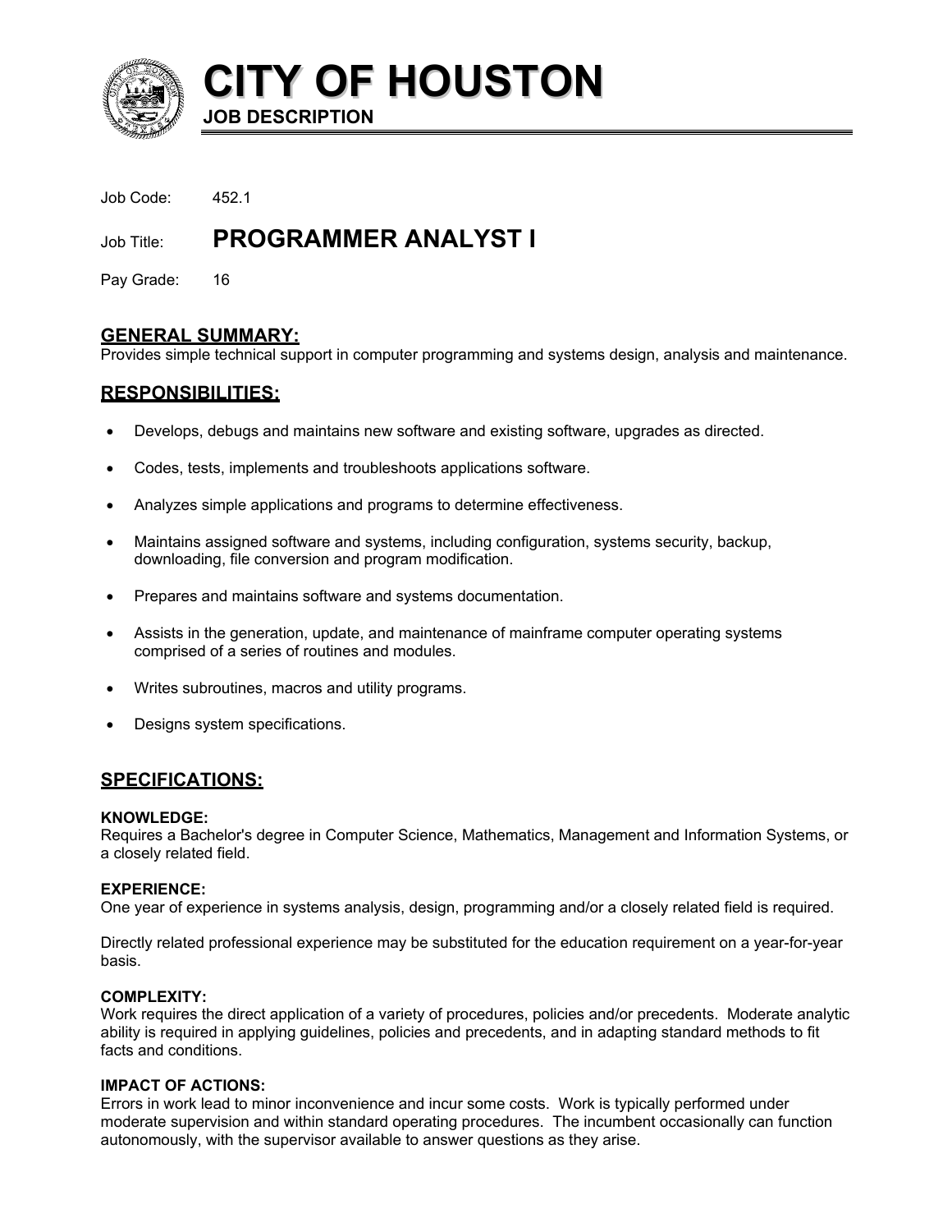# CITY OF HOUSTON

**JOB DESCRIPTION**

Job Code: 452.1

Job Title: **PROGRAMMER ANALYST I**

Pay Grade: 16

## GENERAL SUMMARY:

Provides simple technical support in computer programming and systems design, analysis and maintenance.

## RESPONSIBILITIES:

- Develops, debugs and maintains new software and existing software, upgrades as directed.
- Codes, tests, implements and troubleshoots applications software.
- Analyzes simple applications and programs to determine effectiveness.
- Maintains assigned software and systems, including configuration, systems security, backup, downloading, file conversion and program modification.
- Prepares and maintains software and systems documentation.
- Assists in the generation, update, and maintenance of mainframe computer operating systems comprised of a series of routines and modules.
- Writes subroutines, macros and utility programs.
- Designs system specifications.

## SPECIFICATIONS:

**KNOWLEDGE:**
Requires a Bachelor's degree in Computer Science, Mathematics, Management and Information Systems, or a closely related field.

**EXPERIENCE:**
One year of experience in systems analysis, design, programming and/or a closely related field is required.

Directly related professional experience may be substituted for the education requirement on a year-for-year basis.

**COMPLEXITY:**
Work requires the direct application of a variety of procedures, policies and/or precedents. Moderate analytic ability is required in applying guidelines, policies and precedents, and in adapting standard methods to fit facts and conditions.

**IMPACT OF ACTIONS:**
Errors in work lead to minor inconvenience and incur some costs. Work is typically performed under moderate supervision and within standard operating procedures. The incumbent occasionally can function autonomously, with the supervisor available to answer questions as they arise.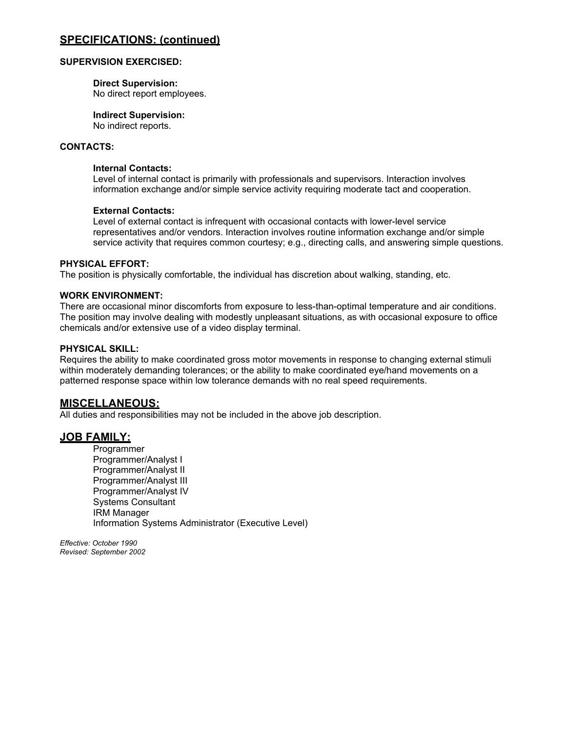## SPECIFICATIONS: (continued)

### SUPERVISION EXERCISED:

**Direct Supervision:**
No direct report employees.

**Indirect Supervision:**
No indirect reports.

### CONTACTS:

**Internal Contacts:**
Level of internal contact is primarily with professionals and supervisors. Interaction involves information exchange and/or simple service activity requiring moderate tact and cooperation.

**External Contacts:**
Level of external contact is infrequent with occasional contacts with lower-level service representatives and/or vendors. Interaction involves routine information exchange and/or simple service activity that requires common courtesy; e.g., directing calls, and answering simple questions.

### PHYSICAL EFFORT:
The position is physically comfortable, the individual has discretion about walking, standing, etc.

### WORK ENVIRONMENT:
There are occasional minor discomforts from exposure to less-than-optimal temperature and air conditions. The position may involve dealing with modestly unpleasant situations, as with occasional exposure to office chemicals and/or extensive use of a video display terminal.

### PHYSICAL SKILL:
Requires the ability to make coordinated gross motor movements in response to changing external stimuli within moderately demanding tolerances; or the ability to make coordinated eye/hand movements on a patterned response space within low tolerance demands with no real speed requirements.

## MISCELLANEOUS:
All duties and responsibilities may not be included in the above job description.

## JOB FAMILY:
Programmer
Programmer/Analyst I
Programmer/Analyst II
Programmer/Analyst III
Programmer/Analyst IV
Systems Consultant
IRM Manager
Information Systems Administrator (Executive Level)

*Effective: October 1990*
*Revised: September 2002*